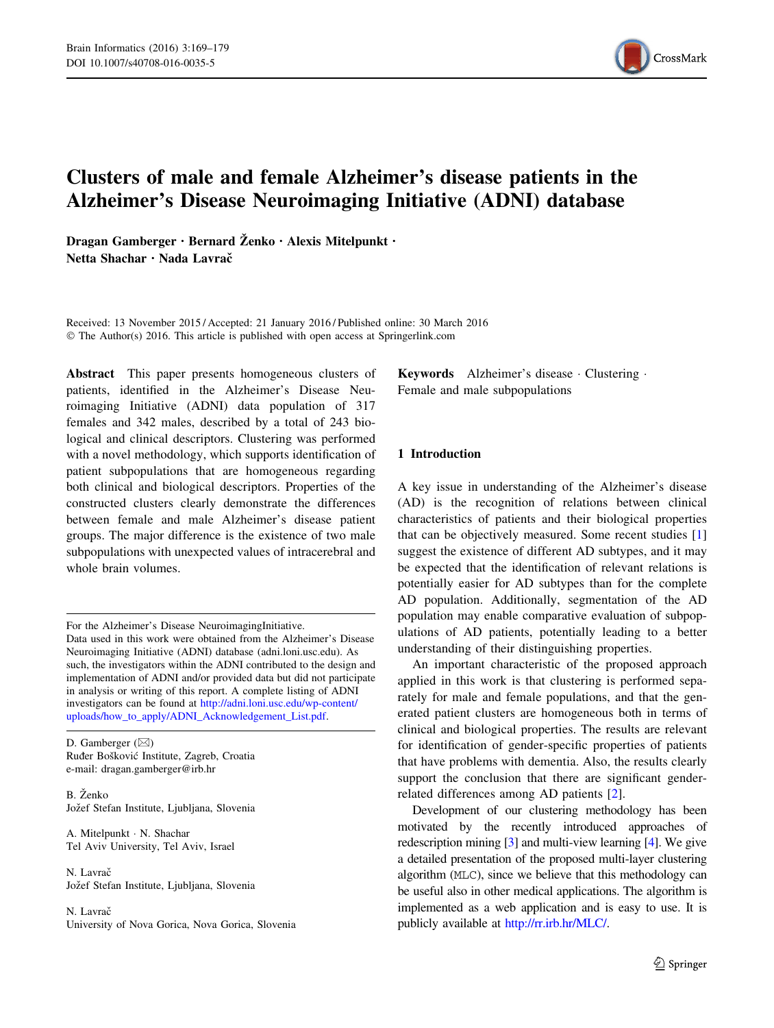# Clusters of male and female Alzheimer's disease patients in the Alzheimer's Disease Neuroimaging Initiative (ADNI) database

**Dragan Gamberger · Bernard Ženko · Alexis Mitelpunkt · Netta Shachar · Nada Lavrač**

Received: 13 November 2015 / Accepted: 21 January 2016 / Published online: 30 March 2016
© The Author(s) 2016. This article is published with open access at Springerlink.com

**Abstract** This paper presents homogeneous clusters of patients, identified in the Alzheimer's Disease Neuroimaging Initiative (ADNI) data population of 317 females and 342 males, described by a total of 243 biological and clinical descriptors. Clustering was performed with a novel methodology, which supports identification of patient subpopulations that are homogeneous regarding both clinical and biological descriptors. Properties of the constructed clusters clearly demonstrate the differences between female and male Alzheimer's disease patient groups. The major difference is the existence of two male subpopulations with unexpected values of intracerebral and whole brain volumes.

**Keywords** Alzheimer's disease · Clustering · Female and male subpopulations

For the Alzheimer's Disease NeuroimagingInitiative.
Data used in this work were obtained from the Alzheimer's Disease Neuroimaging Initiative (ADNI) database (adni.loni.usc.edu). As such, the investigators within the ADNI contributed to the design and implementation of ADNI and/or provided data but did not participate in analysis or writing of this report. A complete listing of ADNI investigators can be found at http://adni.loni.usc.edu/wp-content/uploads/how_to_apply/ADNI_Acknowledgement_List.pdf.

D. Gamberger (✉)
Ruđer Bošković Institute, Zagreb, Croatia
e-mail: dragan.gamberger@irb.hr

B. Ženko
Jožef Stefan Institute, Ljubljana, Slovenia

A. Mitelpunkt · N. Shachar
Tel Aviv University, Tel Aviv, Israel

N. Lavrač
Jožef Stefan Institute, Ljubljana, Slovenia

N. Lavrač
University of Nova Gorica, Nova Gorica, Slovenia

## 1 Introduction

A key issue in understanding of the Alzheimer's disease (AD) is the recognition of relations between clinical characteristics of patients and their biological properties that can be objectively measured. Some recent studies [1] suggest the existence of different AD subtypes, and it may be expected that the identification of relevant relations is potentially easier for AD subtypes than for the complete AD population. Additionally, segmentation of the AD population may enable comparative evaluation of subpopulations of AD patients, potentially leading to a better understanding of their distinguishing properties.

An important characteristic of the proposed approach applied in this work is that clustering is performed separately for male and female populations, and that the generated patient clusters are homogeneous both in terms of clinical and biological properties. The results are relevant for identification of gender-specific properties of patients that have problems with dementia. Also, the results clearly support the conclusion that there are significant gender-related differences among AD patients [2].

Development of our clustering methodology has been motivated by the recently introduced approaches of redescription mining [3] and multi-view learning [4]. We give a detailed presentation of the proposed multi-layer clustering algorithm (MLC), since we believe that this methodology can be useful also in other medical applications. The algorithm is implemented as a web application and is easy to use. It is publicly available at http://rr.irb.hr/MLC/.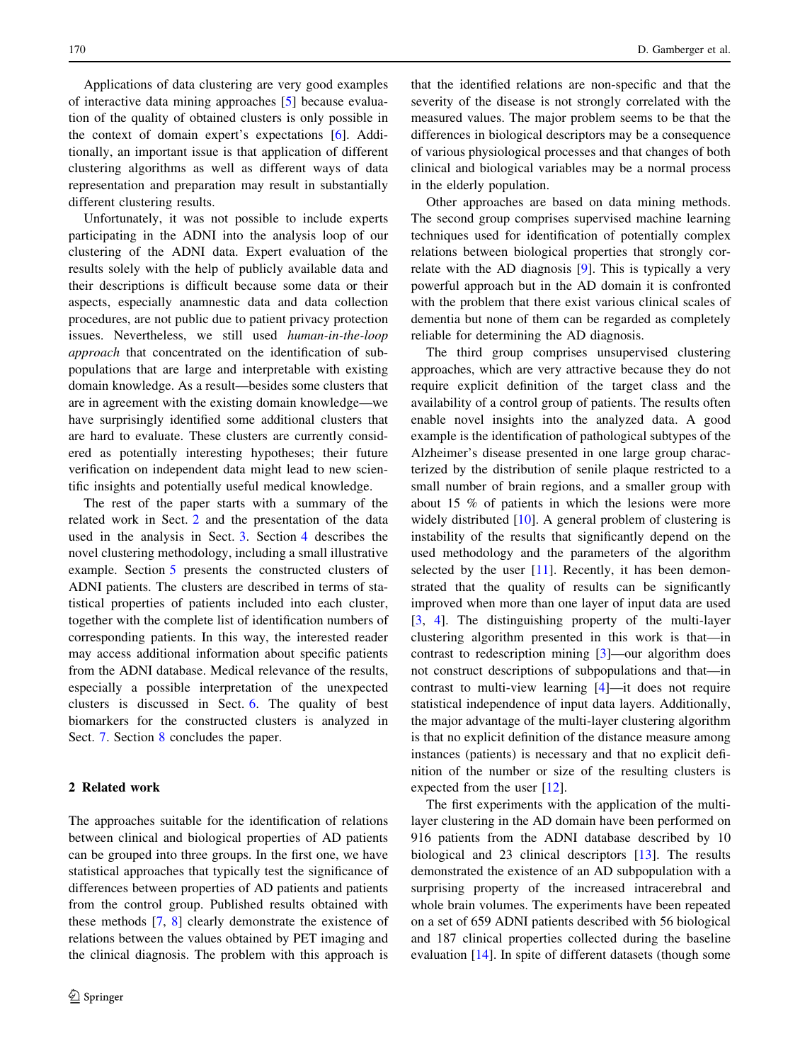Applications of data clustering are very good examples of interactive data mining approaches [5] because evaluation of the quality of obtained clusters is only possible in the context of domain expert's expectations [6]. Additionally, an important issue is that application of different clustering algorithms as well as different ways of data representation and preparation may result in substantially different clustering results.

Unfortunately, it was not possible to include experts participating in the ADNI into the analysis loop of our clustering of the ADNI data. Expert evaluation of the results solely with the help of publicly available data and their descriptions is difficult because some data or their aspects, especially anamnestic data and data collection procedures, are not public due to patient privacy protection issues. Nevertheless, we still used *human-in-the-loop approach* that concentrated on the identification of subpopulations that are large and interpretable with existing domain knowledge. As a result—besides some clusters that are in agreement with the existing domain knowledge—we have surprisingly identified some additional clusters that are hard to evaluate. These clusters are currently considered as potentially interesting hypotheses; their future verification on independent data might lead to new scientific insights and potentially useful medical knowledge.

The rest of the paper starts with a summary of the related work in Sect. 2 and the presentation of the data used in the analysis in Sect. 3. Section 4 describes the novel clustering methodology, including a small illustrative example. Section 5 presents the constructed clusters of ADNI patients. The clusters are described in terms of statistical properties of patients included into each cluster, together with the complete list of identification numbers of corresponding patients. In this way, the interested reader may access additional information about specific patients from the ADNI database. Medical relevance of the results, especially a possible interpretation of the unexpected clusters is discussed in Sect. 6. The quality of best biomarkers for the constructed clusters is analyzed in Sect. 7. Section 8 concludes the paper.

## 2 Related work

The approaches suitable for the identification of relations between clinical and biological properties of AD patients can be grouped into three groups. In the first one, we have statistical approaches that typically test the significance of differences between properties of AD patients and patients from the control group. Published results obtained with these methods [7, 8] clearly demonstrate the existence of relations between the values obtained by PET imaging and the clinical diagnosis. The problem with this approach is that the identified relations are non-specific and that the severity of the disease is not strongly correlated with the measured values. The major problem seems to be that the differences in biological descriptors may be a consequence of various physiological processes and that changes of both clinical and biological variables may be a normal process in the elderly population.

Other approaches are based on data mining methods. The second group comprises supervised machine learning techniques used for identification of potentially complex relations between biological properties that strongly correlate with the AD diagnosis [9]. This is typically a very powerful approach but in the AD domain it is confronted with the problem that there exist various clinical scales of dementia but none of them can be regarded as completely reliable for determining the AD diagnosis.

The third group comprises unsupervised clustering approaches, which are very attractive because they do not require explicit definition of the target class and the availability of a control group of patients. The results often enable novel insights into the analyzed data. A good example is the identification of pathological subtypes of the Alzheimer's disease presented in one large group characterized by the distribution of senile plaque restricted to a small number of brain regions, and a smaller group with about 15 % of patients in which the lesions were more widely distributed [10]. A general problem of clustering is instability of the results that significantly depend on the used methodology and the parameters of the algorithm selected by the user [11]. Recently, it has been demonstrated that the quality of results can be significantly improved when more than one layer of input data are used [3, 4]. The distinguishing property of the multi-layer clustering algorithm presented in this work is that—in contrast to redescription mining [3]—our algorithm does not construct descriptions of subpopulations and that—in contrast to multi-view learning [4]—it does not require statistical independence of input data layers. Additionally, the major advantage of the multi-layer clustering algorithm is that no explicit definition of the distance measure among instances (patients) is necessary and that no explicit definition of the number or size of the resulting clusters is expected from the user [12].

The first experiments with the application of the multi-layer clustering in the AD domain have been performed on 916 patients from the ADNI database described by 10 biological and 23 clinical descriptors [13]. The results demonstrated the existence of an AD subpopulation with a surprising property of the increased intracerebral and whole brain volumes. The experiments have been repeated on a set of 659 ADNI patients described with 56 biological and 187 clinical properties collected during the baseline evaluation [14]. In spite of different datasets (though some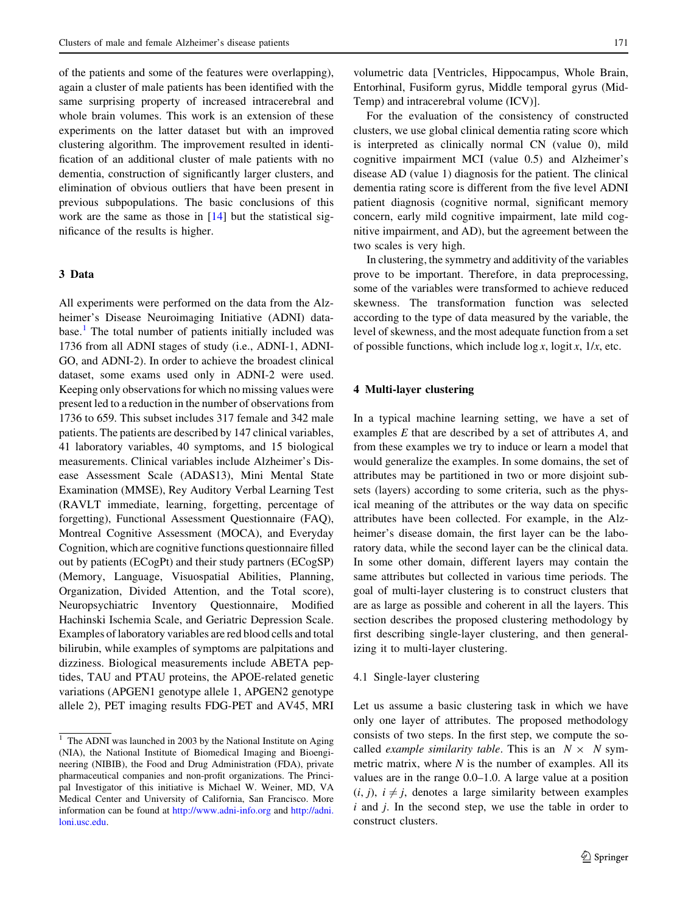of the patients and some of the features were overlapping), again a cluster of male patients has been identified with the same surprising property of increased intracerebral and whole brain volumes. This work is an extension of these experiments on the latter dataset but with an improved clustering algorithm. The improvement resulted in identification of an additional cluster of male patients with no dementia, construction of significantly larger clusters, and elimination of obvious outliers that have been present in previous subpopulations. The basic conclusions of this work are the same as those in [14] but the statistical significance of the results is higher.

## 3 Data

All experiments were performed on the data from the Alzheimer's Disease Neuroimaging Initiative (ADNI) database.[1] The total number of patients initially included was 1736 from all ADNI stages of study (i.e., ADNI-1, ADNI-GO, and ADNI-2). In order to achieve the broadest clinical dataset, some exams used only in ADNI-2 were used. Keeping only observations for which no missing values were present led to a reduction in the number of observations from 1736 to 659. This subset includes 317 female and 342 male patients. The patients are described by 147 clinical variables, 41 laboratory variables, 40 symptoms, and 15 biological measurements. Clinical variables include Alzheimer's Disease Assessment Scale (ADAS13), Mini Mental State Examination (MMSE), Rey Auditory Verbal Learning Test (RAVLT immediate, learning, forgetting, percentage of forgetting), Functional Assessment Questionnaire (FAQ), Montreal Cognitive Assessment (MOCA), and Everyday Cognition, which are cognitive functions questionnaire filled out by patients (ECogPt) and their study partners (ECogSP) (Memory, Language, Visuospatial Abilities, Planning, Organization, Divided Attention, and the Total score), Neuropsychiatric Inventory Questionnaire, Modified Hachinski Ischemia Scale, and Geriatric Depression Scale. Examples of laboratory variables are red blood cells and total bilirubin, while examples of symptoms are palpitations and dizziness. Biological measurements include ABETA peptides, TAU and PTAU proteins, the APOE-related genetic variations (APGEN1 genotype allele 1, APGEN2 genotype allele 2), PET imaging results FDG-PET and AV45, MRI volumetric data [Ventricles, Hippocampus, Whole Brain, Entorhinal, Fusiform gyrus, Middle temporal gyrus (MidTemp) and intracerebral volume (ICV)].

For the evaluation of the consistency of constructed clusters, we use global clinical dementia rating score which is interpreted as clinically normal CN (value 0), mild cognitive impairment MCI (value 0.5) and Alzheimer's disease AD (value 1) diagnosis for the patient. The clinical dementia rating score is different from the five level ADNI patient diagnosis (cognitive normal, significant memory concern, early mild cognitive impairment, late mild cognitive impairment, and AD), but the agreement between the two scales is very high.

In clustering, the symmetry and additivity of the variables prove to be important. Therefore, in data preprocessing, some of the variables were transformed to achieve reduced skewness. The transformation function was selected according to the type of data measured by the variable, the level of skewness, and the most adequate function from a set of possible functions, which include $\log x$, $\text{logit}\, x$, $1/x$, etc.

## 4 Multi-layer clustering

In a typical machine learning setting, we have a set of examples $E$ that are described by a set of attributes $A$, and from these examples we try to induce or learn a model that would generalize the examples. In some domains, the set of attributes may be partitioned in two or more disjoint subsets (layers) according to some criteria, such as the physical meaning of the attributes or the way data on specific attributes have been collected. For example, in the Alzheimer's disease domain, the first layer can be the laboratory data, while the second layer can be the clinical data. In some other domain, different layers may contain the same attributes but collected in various time periods. The goal of multi-layer clustering is to construct clusters that are as large as possible and coherent in all the layers. This section describes the proposed clustering methodology by first describing single-layer clustering, and then generalizing it to multi-layer clustering.

### 4.1 Single-layer clustering

Let us assume a basic clustering task in which we have only one layer of attributes. The proposed methodology consists of two steps. In the first step, we compute the so-called *example similarity table*. This is an $N \times N$ symmetric matrix, where $N$ is the number of examples. All its values are in the range 0.0–1.0. A large value at a position $(i, j)$, $i \neq j$, denotes a large similarity between examples $i$ and $j$. In the second step, we use the table in order to construct clusters.

[1] The ADNI was launched in 2003 by the National Institute on Aging (NIA), the National Institute of Biomedical Imaging and Bioengineering (NIBIB), the Food and Drug Administration (FDA), private pharmaceutical companies and non-profit organizations. The Principal Investigator of this initiative is Michael W. Weiner, MD, VA Medical Center and University of California, San Francisco. More information can be found at http://www.adni-info.org and http://adni.loni.usc.edu.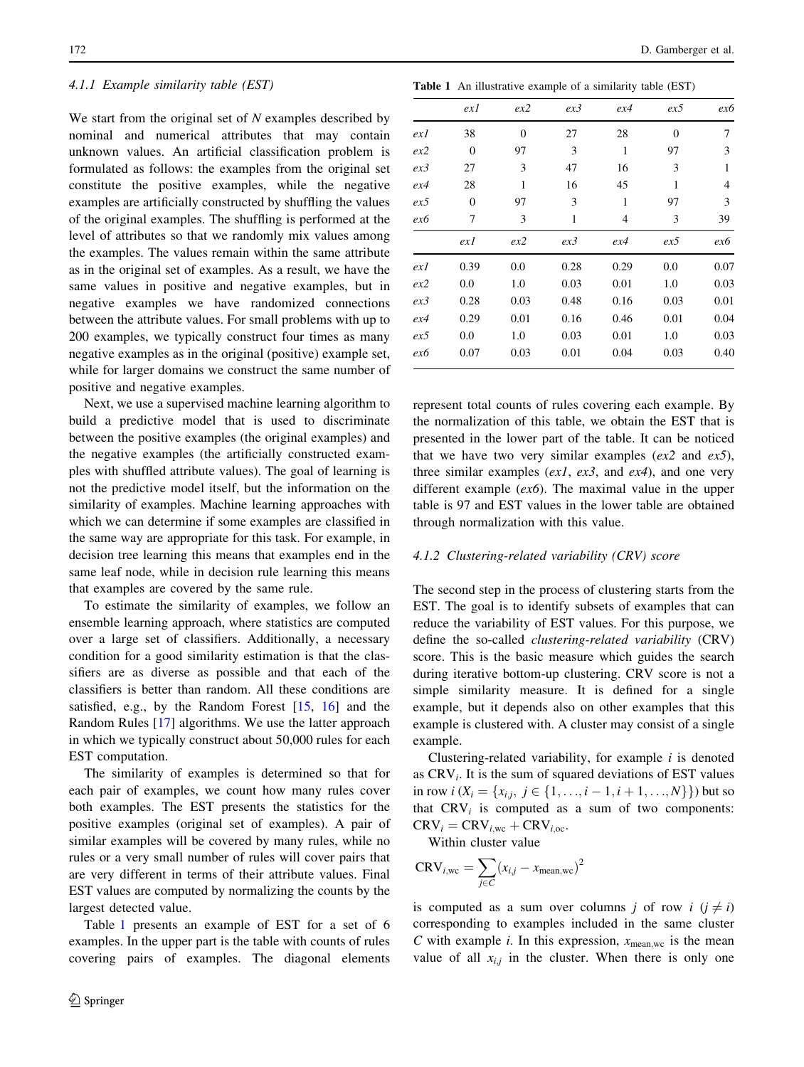#### 4.1.1 Example similarity table (EST)

We start from the original set of $N$ examples described by nominal and numerical attributes that may contain unknown values. An artificial classification problem is formulated as follows: the examples from the original set constitute the positive examples, while the negative examples are artificially constructed by shuffling the values of the original examples. The shuffling is performed at the level of attributes so that we randomly mix values among the examples. The values remain within the same attribute as in the original set of examples. As a result, we have the same values in positive and negative examples, but in negative examples we have randomized connections between the attribute values. For small problems with up to 200 examples, we typically construct four times as many negative examples as in the original (positive) example set, while for larger domains we construct the same number of positive and negative examples.

Next, we use a supervised machine learning algorithm to build a predictive model that is used to discriminate between the positive examples (the original examples) and the negative examples (the artificially constructed examples with shuffled attribute values). The goal of learning is not the predictive model itself, but the information on the similarity of examples. Machine learning approaches with which we can determine if some examples are classified in the same way are appropriate for this task. For example, in decision tree learning this means that examples end in the same leaf node, while in decision rule learning this means that examples are covered by the same rule.

To estimate the similarity of examples, we follow an ensemble learning approach, where statistics are computed over a large set of classifiers. Additionally, a necessary condition for a good similarity estimation is that the classifiers are as diverse as possible and that each of the classifiers is better than random. All these conditions are satisfied, e.g., by the Random Forest [15, 16] and the Random Rules [17] algorithms. We use the latter approach in which we typically construct about 50,000 rules for each EST computation.

The similarity of examples is determined so that for each pair of examples, we count how many rules cover both examples. The EST presents the statistics for the positive examples (original set of examples). A pair of similar examples will be covered by many rules, while no rules or a very small number of rules will cover pairs that are very different in terms of their attribute values. Final EST values are computed by normalizing the counts by the largest detected value.

Table 1 presents an example of EST for a set of 6 examples. In the upper part is the table with counts of rules covering pairs of examples. The diagonal elements represent total counts of rules covering each example. By the normalization of this table, we obtain the EST that is presented in the lower part of the table. It can be noticed that we have two very similar examples (*ex2* and *ex5*), three similar examples (*ex1*, *ex3*, and *ex4*), and one very different example (*ex6*). The maximal value in the upper table is 97 and EST values in the lower table are obtained through normalization with this value.

**Table 1** An illustrative example of a similarity table (EST)

| | *ex1* | *ex2* | *ex3* | *ex4* | *ex5* | *ex6* |
|---|---|---|---|---|---|---|
| *ex1* | 38 | 0 | 27 | 28 | 0 | 7 |
| *ex2* | 0 | 97 | 3 | 1 | 97 | 3 |
| *ex3* | 27 | 3 | 47 | 16 | 3 | 1 |
| *ex4* | 28 | 1 | 16 | 45 | 1 | 4 |
| *ex5* | 0 | 97 | 3 | 1 | 97 | 3 |
| *ex6* | 7 | 3 | 1 | 4 | 3 | 39 |
| | *ex1* | *ex2* | *ex3* | *ex4* | *ex5* | *ex6* |
| *ex1* | 0.39 | 0.0 | 0.28 | 0.29 | 0.0 | 0.07 |
| *ex2* | 0.0 | 1.0 | 0.03 | 0.01 | 1.0 | 0.03 |
| *ex3* | 0.28 | 0.03 | 0.48 | 0.16 | 0.03 | 0.01 |
| *ex4* | 0.29 | 0.01 | 0.16 | 0.46 | 0.01 | 0.04 |
| *ex5* | 0.0 | 1.0 | 0.03 | 0.01 | 1.0 | 0.03 |
| *ex6* | 0.07 | 0.03 | 0.01 | 0.04 | 0.03 | 0.40 |

#### 4.1.2 Clustering-related variability (CRV) score

The second step in the process of clustering starts from the EST. The goal is to identify subsets of examples that can reduce the variability of EST values. For this purpose, we define the so-called *clustering-related variability* (CRV) score. This is the basic measure which guides the search during iterative bottom-up clustering. CRV score is not a simple similarity measure. It is defined for a single example, but it depends also on other examples that this example is clustered with. A cluster may consist of a single example.

Clustering-related variability, for example $i$ is denoted as $\mathrm{CRV}_i$. It is the sum of squared deviations of EST values in row $i$ ($X_i = \{x_{i,j},\ j \in \{1,\ldots,i-1,i+1,\ldots,N\}\}$) but so that $\mathrm{CRV}_i$ is computed as a sum of two components: $\mathrm{CRV}_i = \mathrm{CRV}_{i,\mathrm{wc}} + \mathrm{CRV}_{i,\mathrm{oc}}$.

Within cluster value

$$\mathrm{CRV}_{i,\mathrm{wc}} = \sum_{j \in C} (x_{i,j} - x_{\mathrm{mean,wc}})^2$$

is computed as a sum over columns $j$ of row $i$ ($j \neq i$) corresponding to examples included in the same cluster $C$ with example $i$. In this expression, $x_{\mathrm{mean,wc}}$ is the mean value of all $x_{i,j}$ in the cluster. When there is only one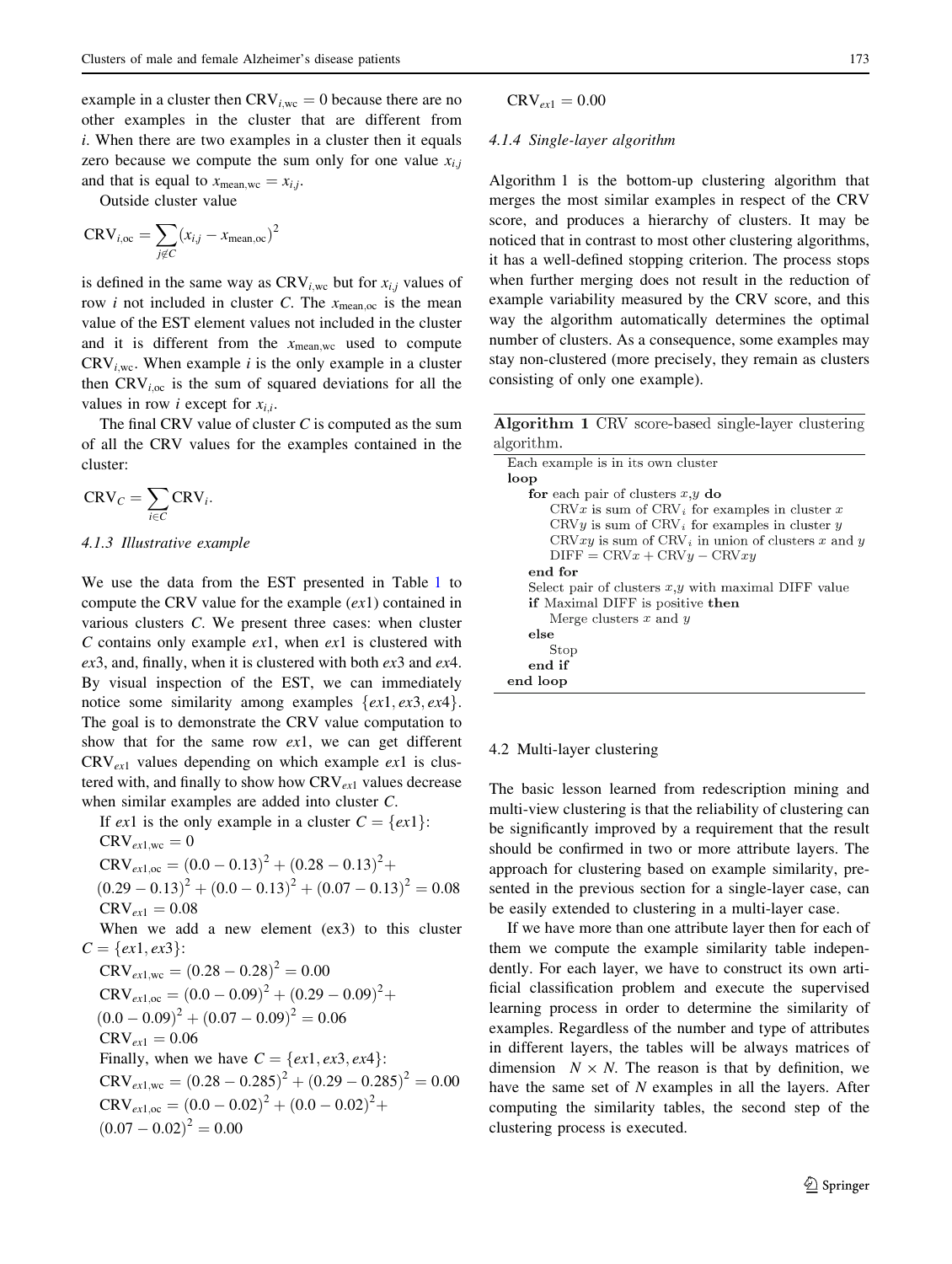example in a cluster then $\mathrm{CRV}_{i,\mathrm{wc}} = 0$ because there are no other examples in the cluster that are different from $i$. When there are two examples in a cluster then it equals zero because we compute the sum only for one value $x_{i,j}$ and that is equal to $x_{\mathrm{mean,wc}} = x_{i,j}$.

Outside cluster value

$$\mathrm{CRV}_{i,\mathrm{oc}} = \sum_{j \notin C} (x_{i,j} - x_{\mathrm{mean,oc}})^2$$

is defined in the same way as $\mathrm{CRV}_{i,\mathrm{wc}}$ but for $x_{i,j}$ values of row $i$ not included in cluster $C$. The $x_{\mathrm{mean,oc}}$ is the mean value of the EST element values not included in the cluster and it is different from the $x_{\mathrm{mean,wc}}$ used to compute $\mathrm{CRV}_{i,\mathrm{wc}}$. When example $i$ is the only example in a cluster then $\mathrm{CRV}_{i,\mathrm{oc}}$ is the sum of squared deviations for all the values in row $i$ except for $x_{i,i}$.

The final CRV value of cluster $C$ is computed as the sum of all the CRV values for the examples contained in the cluster:

$$\mathrm{CRV}_C = \sum_{i \in C} \mathrm{CRV}_i.$$

#### 4.1.3 Illustrative example

We use the data from the EST presented in Table 1 to compute the CRV value for the example ($ex1$) contained in various clusters $C$. We present three cases: when cluster $C$ contains only example $ex1$, when $ex1$ is clustered with $ex3$, and, finally, when it is clustered with both $ex3$ and $ex4$. By visual inspection of the EST, we can immediately notice some similarity among examples $\{ex1, ex3, ex4\}$. The goal is to demonstrate the CRV value computation to show that for the same row $ex1$, we can get different $\mathrm{CRV}_{ex1}$ values depending on which example $ex1$ is clustered with, and finally to show how $\mathrm{CRV}_{ex1}$ values decrease when similar examples are added into cluster $C$.

If $ex1$ is the only example in a cluster $C = \{ex1\}$:

$\mathrm{CRV}_{ex1,\mathrm{wc}} = 0$

$\mathrm{CRV}_{ex1,\mathrm{oc}} = (0.0 - 0.13)^2 + (0.28 - 0.13)^2 + (0.29 - 0.13)^2 + (0.0 - 0.13)^2 + (0.07 - 0.13)^2 = 0.08$

$\mathrm{CRV}_{ex1} = 0.08$

When we add a new element (ex3) to this cluster $C = \{ex1, ex3\}$:

$\mathrm{CRV}_{ex1,\mathrm{wc}} = (0.28 - 0.28)^2 = 0.00$

$\mathrm{CRV}_{ex1,\mathrm{oc}} = (0.0 - 0.09)^2 + (0.29 - 0.09)^2 + (0.0 - 0.09)^2 + (0.07 - 0.09)^2 = 0.06$

$\mathrm{CRV}_{ex1} = 0.06$

Finally, when we have $C = \{ex1, ex3, ex4\}$:

$\mathrm{CRV}_{ex1,\mathrm{wc}} = (0.28 - 0.285)^2 + (0.29 - 0.285)^2 = 0.00$

$\mathrm{CRV}_{ex1,\mathrm{oc}} = (0.0 - 0.02)^2 + (0.0 - 0.02)^2 + (0.07 - 0.02)^2 = 0.00$

$\mathrm{CRV}_{ex1} = 0.00$

#### 4.1.4 Single-layer algorithm

Algorithm 1 is the bottom-up clustering algorithm that merges the most similar examples in respect of the CRV score, and produces a hierarchy of clusters. It may be noticed that in contrast to most other clustering algorithms, it has a well-defined stopping criterion. The process stops when further merging does not result in the reduction of example variability measured by the CRV score, and this way the algorithm automatically determines the optimal number of clusters. As a consequence, some examples may stay non-clustered (more precisely, they remain as clusters consisting of only one example).

**Algorithm 1** CRV score-based single-layer clustering algorithm.

```
Each example is in its own cluster
loop
    for each pair of clusters x,y do
        CRVx is sum of CRV_i for examples in cluster x
        CRVy is sum of CRV_i for examples in cluster y
        CRVxy is sum of CRV_i in union of clusters x and y
        DIFF = CRVx + CRVy − CRVxy
    end for
    Select pair of clusters x,y with maximal DIFF value
    if Maximal DIFF is positive then
        Merge clusters x and y
    else
        Stop
    end if
end loop
```

### 4.2 Multi-layer clustering

The basic lesson learned from redescription mining and multi-view clustering is that the reliability of clustering can be significantly improved by a requirement that the result should be confirmed in two or more attribute layers. The approach for clustering based on example similarity, presented in the previous section for a single-layer case, can be easily extended to clustering in a multi-layer case.

If we have more than one attribute layer then for each of them we compute the example similarity table independently. For each layer, we have to construct its own artificial classification problem and execute the supervised learning process in order to determine the similarity of examples. Regardless of the number and type of attributes in different layers, the tables will be always matrices of dimension $N \times N$. The reason is that by definition, we have the same set of $N$ examples in all the layers. After computing the similarity tables, the second step of the clustering process is executed.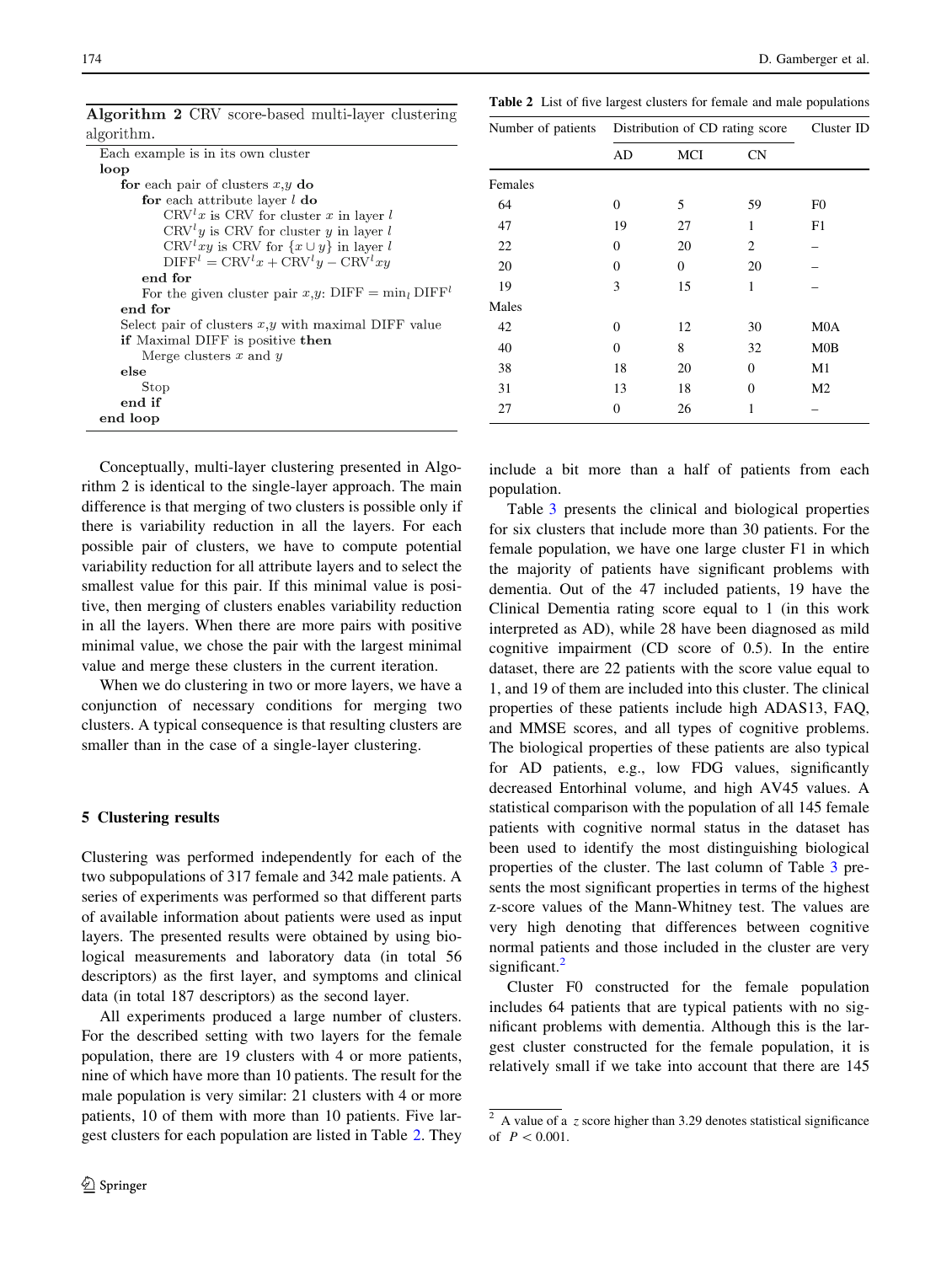**Algorithm 2** CRV score-based multi-layer clustering algorithm.

```
Each example is in its own cluster
loop
    for each pair of clusters x,y do
        for each attribute layer l do
            CRV^l x is CRV for cluster x in layer l
            CRV^l y is CRV for cluster y in layer l
            CRV^l xy is CRV for {x ∪ y} in layer l
            DIFF^l = CRV^l x + CRV^l y − CRV^l xy
        end for
        For the given cluster pair x,y: DIFF = min_l DIFF^l
    end for
    Select pair of clusters x,y with maximal DIFF value
    if Maximal DIFF is positive then
        Merge clusters x and y
    else
        Stop
    end if
end loop
```

Conceptually, multi-layer clustering presented in Algorithm 2 is identical to the single-layer approach. The main difference is that merging of two clusters is possible only if there is variability reduction in all the layers. For each possible pair of clusters, we have to compute potential variability reduction for all attribute layers and to select the smallest value for this pair. If this minimal value is positive, then merging of clusters enables variability reduction in all the layers. When there are more pairs with positive minimal value, we chose the pair with the largest minimal value and merge these clusters in the current iteration.

When we do clustering in two or more layers, we have a conjunction of necessary conditions for merging two clusters. A typical consequence is that resulting clusters are smaller than in the case of a single-layer clustering.

## 5 Clustering results

Clustering was performed independently for each of the two subpopulations of 317 female and 342 male patients. A series of experiments was performed so that different parts of available information about patients were used as input layers. The presented results were obtained by using biological measurements and laboratory data (in total 56 descriptors) as the first layer, and symptoms and clinical data (in total 187 descriptors) as the second layer.

All experiments produced a large number of clusters. For the described setting with two layers for the female population, there are 19 clusters with 4 or more patients, nine of which have more than 10 patients. The result for the male population is very similar: 21 clusters with 4 or more patients, 10 of them with more than 10 patients. Five largest clusters for each population are listed in Table 2. They include a bit more than a half of patients from each population.

**Table 2** List of five largest clusters for female and male populations

| Number of patients | Distribution of CD rating score | | | Cluster ID |
|---|---|---|---|---|
| | AD | MCI | CN | |
| Females | | | | |
| 64 | 0 | 5 | 59 | F0 |
| 47 | 19 | 27 | 1 | F1 |
| 22 | 0 | 20 | 2 | – |
| 20 | 0 | 0 | 20 | – |
| 19 | 3 | 15 | 1 | – |
| Males | | | | |
| 42 | 0 | 12 | 30 | M0A |
| 40 | 0 | 8 | 32 | M0B |
| 38 | 18 | 20 | 0 | M1 |
| 31 | 13 | 18 | 0 | M2 |
| 27 | 0 | 26 | 1 | – |

Table 3 presents the clinical and biological properties for six clusters that include more than 30 patients. For the female population, we have one large cluster F1 in which the majority of patients have significant problems with dementia. Out of the 47 included patients, 19 have the Clinical Dementia rating score equal to 1 (in this work interpreted as AD), while 28 have been diagnosed as mild cognitive impairment (CD score of 0.5). In the entire dataset, there are 22 patients with the score value equal to 1, and 19 of them are included into this cluster. The clinical properties of these patients include high ADAS13, FAQ, and MMSE scores, and all types of cognitive problems. The biological properties of these patients are also typical for AD patients, e.g., low FDG values, significantly decreased Entorhinal volume, and high AV45 values. A statistical comparison with the population of all 145 female patients with cognitive normal status in the dataset has been used to identify the most distinguishing biological properties of the cluster. The last column of Table 3 presents the most significant properties in terms of the highest z-score values of the Mann-Whitney test. The values are very high denoting that differences between cognitive normal patients and those included in the cluster are very significant.[2]

Cluster F0 constructed for the female population includes 64 patients that are typical patients with no significant problems with dementia. Although this is the largest cluster constructed for the female population, it is relatively small if we take into account that there are 145

[2] A value of a $z$ score higher than 3.29 denotes statistical significance of $P < 0.001$.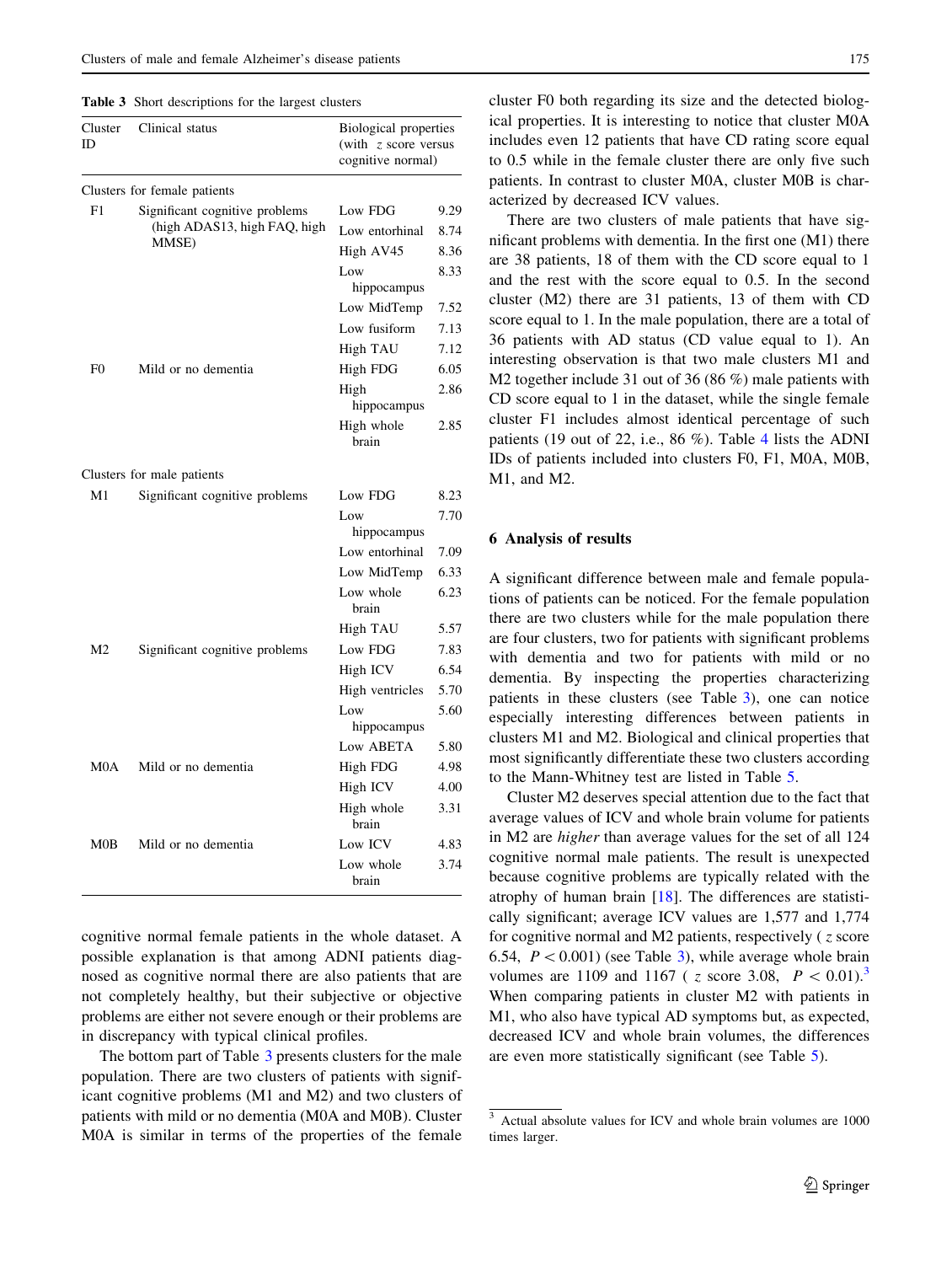Table 3 Short descriptions for the largest clusters

| Cluster ID | Clinical status | Biological properties (with z score versus cognitive normal) | |
|---|---|---|---|
| *Clusters for female patients* | | | |
| F1 | Significant cognitive problems (high ADAS13, high FAQ, high MMSE) | Low FDG | 9.29 |
| | | Low entorhinal | 8.74 |
| | | High AV45 | 8.36 |
| | | Low hippocampus | 8.33 |
| | | Low MidTemp | 7.52 |
| | | Low fusiform | 7.13 |
| | | High TAU | 7.12 |
| F0 | Mild or no dementia | High FDG | 6.05 |
| | | High hippocampus | 2.86 |
| | | High whole brain | 2.85 |
| *Clusters for male patients* | | | |
| M1 | Significant cognitive problems | Low FDG | 8.23 |
| | | Low hippocampus | 7.70 |
| | | Low entorhinal | 7.09 |
| | | Low MidTemp | 6.33 |
| | | Low whole brain | 6.23 |
| | | High TAU | 5.57 |
| M2 | Significant cognitive problems | Low FDG | 7.83 |
| | | High ICV | 6.54 |
| | | High ventricles | 5.70 |
| | | Low hippocampus | 5.60 |
| | | Low ABETA | 5.80 |
| M0A | Mild or no dementia | High FDG | 4.98 |
| | | High ICV | 4.00 |
| | | High whole brain | 3.31 |
| M0B | Mild or no dementia | Low ICV | 4.83 |
| | | Low whole brain | 3.74 |

cognitive normal female patients in the whole dataset. A possible explanation is that among ADNI patients diagnosed as cognitive normal there are also patients that are not completely healthy, but their subjective or objective problems are either not severe enough or their problems are in discrepancy with typical clinical profiles.

The bottom part of Table 3 presents clusters for the male population. There are two clusters of patients with significant cognitive problems (M1 and M2) and two clusters of patients with mild or no dementia (M0A and M0B). Cluster M0A is similar in terms of the properties of the female cluster F0 both regarding its size and the detected biological properties. It is interesting to notice that cluster M0A includes even 12 patients that have CD rating score equal to 0.5 while in the female cluster there are only five such patients. In contrast to cluster M0A, cluster M0B is characterized by decreased ICV values.

There are two clusters of male patients that have significant problems with dementia. In the first one (M1) there are 38 patients, 18 of them with the CD score equal to 1 and the rest with the score equal to 0.5. In the second cluster (M2) there are 31 patients, 13 of them with CD score equal to 1. In the male population, there are a total of 36 patients with AD status (CD value equal to 1). An interesting observation is that two male clusters M1 and M2 together include 31 out of 36 (86 %) male patients with CD score equal to 1 in the dataset, while the single female cluster F1 includes almost identical percentage of such patients (19 out of 22, i.e., 86 %). Table 4 lists the ADNI IDs of patients included into clusters F0, F1, M0A, M0B, M1, and M2.

## 6 Analysis of results

A significant difference between male and female populations of patients can be noticed. For the female population there are two clusters while for the male population there are four clusters, two for patients with significant problems with dementia and two for patients with mild or no dementia. By inspecting the properties characterizing patients in these clusters (see Table 3), one can notice especially interesting differences between patients in clusters M1 and M2. Biological and clinical properties that most significantly differentiate these two clusters according to the Mann-Whitney test are listed in Table 5.

Cluster M2 deserves special attention due to the fact that average values of ICV and whole brain volume for patients in M2 are *higher* than average values for the set of all 124 cognitive normal male patients. The result is unexpected because cognitive problems are typically related with the atrophy of human brain [18]. The differences are statistically significant; average ICV values are 1,577 and 1,774 for cognitive normal and M2 patients, respectively ( $z$ score 6.54, $P < 0.001$) (see Table 3), while average whole brain volumes are 1109 and 1167 ( $z$ score 3.08, $P < 0.01$).[3] When comparing patients in cluster M2 with patients in M1, who also have typical AD symptoms but, as expected, decreased ICV and whole brain volumes, the differences are even more statistically significant (see Table 5).

[3] Actual absolute values for ICV and whole brain volumes are 1000 times larger.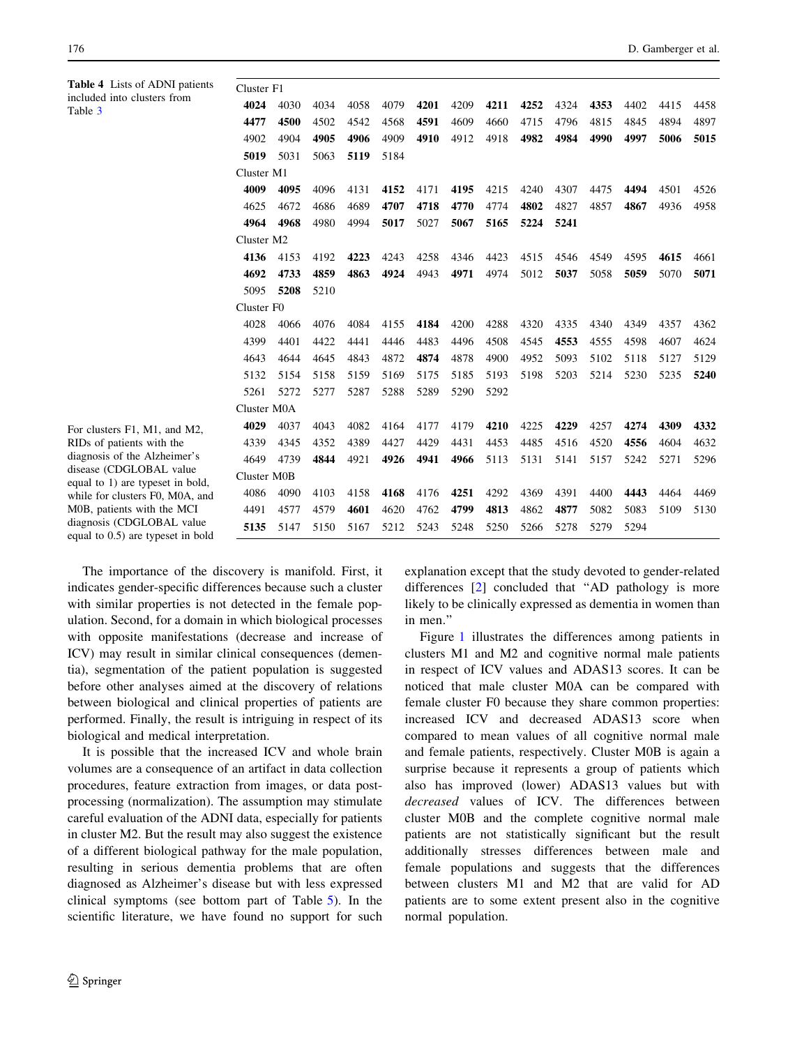**Table 4** Lists of ADNI patients included into clusters from Table 3

For clusters F1, M1, and M2, RIDs of patients with the diagnosis of the Alzheimer's disease (CDGLOBAL value equal to 1) are typeset in bold, while for clusters F0, M0A, and M0B, patients with the MCI diagnosis (CDGLOBAL value equal to 0.5) are typeset in bold

| | | | | | | | | | | | | | |
|---|---|---|---|---|---|---|---|---|---|---|---|---|---|
| Cluster F1 | | | | | | | | | | | | | |
| **4024** | 4030 | 4034 | 4058 | 4079 | **4201** | 4209 | **4211** | **4252** | 4324 | **4353** | 4402 | 4415 | 4458 |
| **4477** | **4500** | 4502 | 4542 | 4568 | **4591** | 4609 | 4660 | 4715 | 4796 | 4815 | 4845 | 4894 | 4897 |
| 4902 | 4904 | **4905** | **4906** | 4909 | **4910** | 4912 | 4918 | **4982** | **4984** | **4990** | **4997** | **5006** | **5015** |
| **5019** | 5031 | 5063 | **5119** | 5184 | | | | | | | | | |
| Cluster M1 | | | | | | | | | | | | | |
| **4009** | **4095** | 4096 | 4131 | **4152** | 4171 | **4195** | 4215 | 4240 | 4307 | 4475 | **4494** | 4501 | 4526 |
| 4625 | 4672 | 4686 | 4689 | **4707** | **4718** | **4770** | 4774 | **4802** | 4827 | 4857 | **4867** | 4936 | 4958 |
| **4964** | **4968** | 4980 | 4994 | **5017** | 5027 | **5067** | **5165** | **5224** | **5241** | | | | |
| Cluster M2 | | | | | | | | | | | | | |
| **4136** | 4153 | 4192 | **4223** | 4243 | 4258 | 4346 | 4423 | 4515 | 4546 | 4549 | 4595 | **4615** | 4661 |
| **4692** | **4733** | **4859** | **4863** | **4924** | 4943 | **4971** | 4974 | 5012 | **5037** | 5058 | **5059** | 5070 | **5071** |
| 5095 | **5208** | 5210 | | | | | | | | | | | |
| Cluster F0 | | | | | | | | | | | | | |
| 4028 | 4066 | 4076 | 4084 | 4155 | **4184** | 4200 | 4288 | 4320 | 4335 | 4340 | 4349 | 4357 | 4362 |
| 4399 | 4401 | 4422 | 4441 | 4446 | 4483 | 4496 | 4508 | 4545 | **4553** | 4555 | 4598 | 4607 | 4624 |
| 4643 | 4644 | 4645 | 4843 | 4872 | **4874** | 4878 | 4900 | 4952 | 5093 | 5102 | 5118 | 5127 | 5129 |
| 5132 | 5154 | 5158 | 5159 | 5169 | 5175 | 5185 | 5193 | 5198 | 5203 | 5214 | 5230 | 5235 | **5240** |
| 5261 | 5272 | 5277 | 5287 | 5288 | 5289 | 5290 | 5292 | | | | | | |
| Cluster M0A | | | | | | | | | | | | | |
| **4029** | 4037 | 4043 | 4082 | 4164 | 4177 | 4179 | **4210** | 4225 | **4229** | 4257 | **4274** | **4309** | **4332** |
| 4339 | 4345 | 4352 | 4389 | 4427 | 4429 | 4431 | 4453 | 4485 | 4516 | 4520 | **4556** | 4604 | 4632 |
| 4649 | 4739 | **4844** | 4921 | **4926** | **4941** | **4966** | 5113 | 5131 | 5141 | 5157 | 5242 | 5271 | 5296 |
| Cluster M0B | | | | | | | | | | | | | |
| 4086 | 4090 | 4103 | 4158 | **4168** | 4176 | **4251** | 4292 | 4369 | 4391 | 4400 | **4443** | 4464 | 4469 |
| 4491 | 4577 | 4579 | **4601** | 4620 | 4762 | **4799** | **4813** | 4862 | **4877** | 5082 | 5083 | 5109 | 5130 |
| **5135** | 5147 | 5150 | 5167 | 5212 | 5243 | 5248 | 5250 | 5266 | 5278 | 5279 | 5294 | | |

The importance of the discovery is manifold. First, it indicates gender-specific differences because such a cluster with similar properties is not detected in the female population. Second, for a domain in which biological processes with opposite manifestations (decrease and increase of ICV) may result in similar clinical consequences (dementia), segmentation of the patient population is suggested before other analyses aimed at the discovery of relations between biological and clinical properties of patients are performed. Finally, the result is intriguing in respect of its biological and medical interpretation.

It is possible that the increased ICV and whole brain volumes are a consequence of an artifact in data collection procedures, feature extraction from images, or data post-processing (normalization). The assumption may stimulate careful evaluation of the ADNI data, especially for patients in cluster M2. But the result may also suggest the existence of a different biological pathway for the male population, resulting in serious dementia problems that are often diagnosed as Alzheimer's disease but with less expressed clinical symptoms (see bottom part of Table 5). In the scientific literature, we have found no support for such explanation except that the study devoted to gender-related differences [2] concluded that "AD pathology is more likely to be clinically expressed as dementia in women than in men."

Figure 1 illustrates the differences among patients in clusters M1 and M2 and cognitive normal male patients in respect of ICV values and ADAS13 scores. It can be noticed that male cluster M0A can be compared with female cluster F0 because they share common properties: increased ICV and decreased ADAS13 score when compared to mean values of all cognitive normal male and female patients, respectively. Cluster M0B is again a surprise because it represents a group of patients which also has improved (lower) ADAS13 values but with *decreased* values of ICV. The differences between cluster M0B and the complete cognitive normal male patients are not statistically significant but the result additionally stresses differences between male and female populations and suggests that the differences between clusters M1 and M2 that are valid for AD patients are to some extent present also in the cognitive normal population.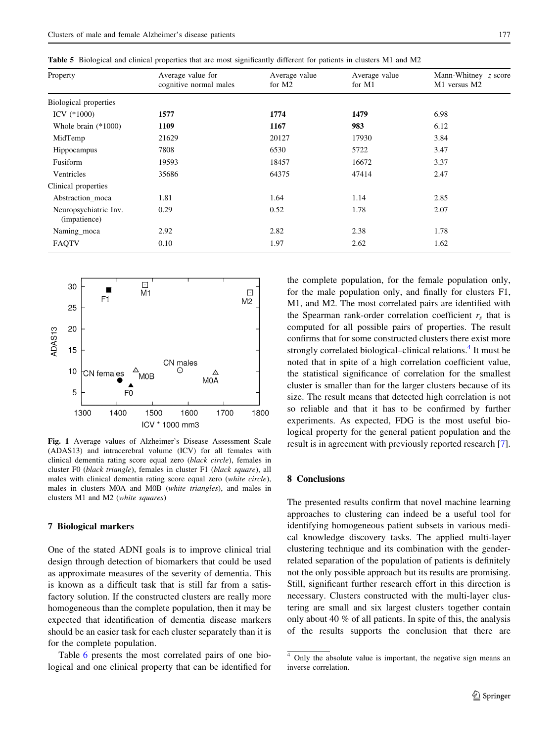**Table 5** Biological and clinical properties that are most significantly different for patients in clusters M1 and M2

| Property | Average value for cognitive normal males | Average value for M2 | Average value for M1 | Mann-Whitney $z$ score M1 versus M2 |
|---|---|---|---|---|
| Biological properties | | | | |
| ICV (*1000) | **1577** | **1774** | **1479** | 6.98 |
| Whole brain (*1000) | **1109** | **1167** | **983** | 6.12 |
| MidTemp | 21629 | 20127 | 17930 | 3.84 |
| Hippocampus | 7808 | 6530 | 5722 | 3.47 |
| Fusiform | 19593 | 18457 | 16672 | 3.37 |
| Ventricles | 35686 | 64375 | 47414 | 2.47 |
| Clinical properties | | | | |
| Abstraction_moca | 1.81 | 1.64 | 1.14 | 2.85 |
| Neuropsychiatric Inv. (impatience) | 0.29 | 0.52 | 1.78 | 2.07 |
| Naming_moca | 2.92 | 2.82 | 2.38 | 1.78 |
| FAQTV | 0.10 | 1.97 | 2.62 | 1.62 |

**Fig. 1** Average values of Alzheimer's Disease Assessment Scale (ADAS13) and intracerebral volume (ICV) for all females with clinical dementia rating score equal zero (*black circle*), females in cluster F0 (*black triangle*), females in cluster F1 (*black square*), all males with clinical dementia rating score equal zero (*white circle*), males in clusters M0A and M0B (*white triangles*), and males in clusters M1 and M2 (*white squares*)

## 7 Biological markers

One of the stated ADNI goals is to improve clinical trial design through detection of biomarkers that could be used as approximate measures of the severity of dementia. This is known as a difficult task that is still far from a satisfactory solution. If the constructed clusters are really more homogeneous than the complete population, then it may be expected that identification of dementia disease markers should be an easier task for each cluster separately than it is for the complete population.

Table 6 presents the most correlated pairs of one biological and one clinical property that can be identified for the complete population, for the female population only, for the male population only, and finally for clusters F1, M1, and M2. The most correlated pairs are identified with the Spearman rank-order correlation coefficient $r_s$ that is computed for all possible pairs of properties. The result confirms that for some constructed clusters there exist more strongly correlated biological–clinical relations.[4] It must be noted that in spite of a high correlation coefficient value, the statistical significance of correlation for the smallest cluster is smaller than for the larger clusters because of its size. The result means that detected high correlation is not so reliable and that it has to be confirmed by further experiments. As expected, FDG is the most useful biological property for the general patient population and the result is in agreement with previously reported research [7].

## 8 Conclusions

The presented results confirm that novel machine learning approaches to clustering can indeed be a useful tool for identifying homogeneous patient subsets in various medical knowledge discovery tasks. The applied multi-layer clustering technique and its combination with the gender-related separation of the population of patients is definitely not the only possible approach but its results are promising. Still, significant further research effort in this direction is necessary. Clusters constructed with the multi-layer clustering are small and six largest clusters together contain only about 40 % of all patients. In spite of this, the analysis of the results supports the conclusion that there are

[4] Only the absolute value is important, the negative sign means an inverse correlation.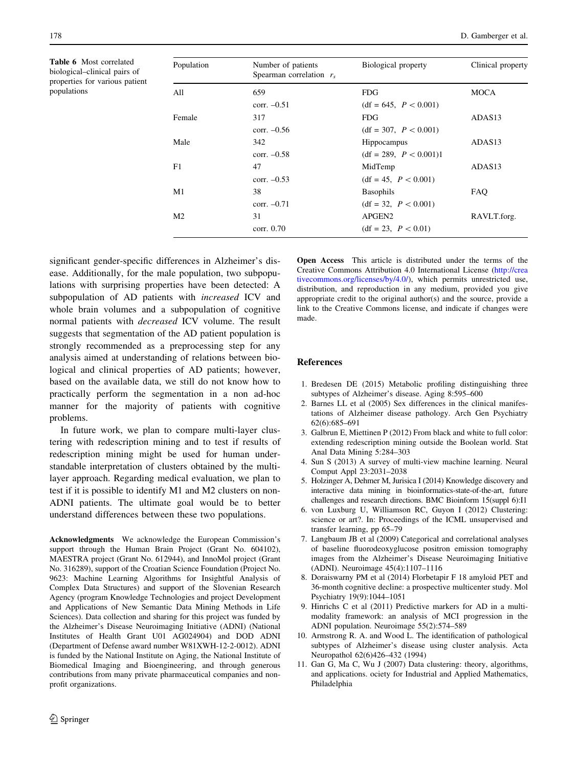**Table 6** Most correlated biological–clinical pairs of properties for various patient populations

| Population | Number of patients Spearman correlation $r_s$ | Biological property | Clinical property |
|---|---|---|---|
| All | 659 | FDG | MOCA |
| | corr. –0.51 | (df = 645, $P < 0.001$) | |
| Female | 317 | FDG | ADAS13 |
| | corr. –0.56 | (df = 307, $P < 0.001$) | |
| Male | 342 | Hippocampus | ADAS13 |
| | corr. –0.58 | (df = 289, $P < 0.001$)1 | |
| F1 | 47 | MidTemp | ADAS13 |
| | corr. –0.53 | (df = 45, $P < 0.001$) | |
| M1 | 38 | Basophils | FAQ |
| | corr. –0.71 | (df = 32, $P < 0.001$) | |
| M2 | 31 | APGEN2 | RAVLT.forg. |
| | corr. 0.70 | (df = 23, $P < 0.01$) | |

significant gender-specific differences in Alzheimer's disease. Additionally, for the male population, two subpopulations with surprising properties have been detected: A subpopulation of AD patients with *increased* ICV and whole brain volumes and a subpopulation of cognitive normal patients with *decreased* ICV volume. The result suggests that segmentation of the AD patient population is strongly recommended as a preprocessing step for any analysis aimed at understanding of relations between biological and clinical properties of AD patients; however, based on the available data, we still do not know how to practically perform the segmentation in a non ad-hoc manner for the majority of patients with cognitive problems.

In future work, we plan to compare multi-layer clustering with redescription mining and to test if results of redescription mining might be used for human understandable interpretation of clusters obtained by the multi-layer approach. Regarding medical evaluation, we plan to test if it is possible to identify M1 and M2 clusters on non-ADNI patients. The ultimate goal would be to better understand differences between these two populations.

**Acknowledgments** We acknowledge the European Commission's support through the Human Brain Project (Grant No. 604102), MAESTRA project (Grant No. 612944), and InnoMol project (Grant No. 316289), support of the Croatian Science Foundation (Project No. 9623: Machine Learning Algorithms for Insightful Analysis of Complex Data Structures) and support of the Slovenian Research Agency (program Knowledge Technologies and project Development and Applications of New Semantic Data Mining Methods in Life Sciences). Data collection and sharing for this project was funded by the Alzheimer's Disease Neuroimaging Initiative (ADNI) (National Institutes of Health Grant U01 AG024904) and DOD ADNI (Department of Defense award number W81XWH-12-2-0012). ADNI is funded by the National Institute on Aging, the National Institute of Biomedical Imaging and Bioengineering, and through generous contributions from many private pharmaceutical companies and non-profit organizations.

**Open Access** This article is distributed under the terms of the Creative Commons Attribution 4.0 International License (http://creativecommons.org/licenses/by/4.0/), which permits unrestricted use, distribution, and reproduction in any medium, provided you give appropriate credit to the original author(s) and the source, provide a link to the Creative Commons license, and indicate if changes were made.

## References

1. Bredesen DE (2015) Metabolic profiling distinguishing three subtypes of Alzheimer's disease. Aging 8:595–600
2. Barnes LL et al (2005) Sex differences in the clinical manifestations of Alzheimer disease pathology. Arch Gen Psychiatry 62(6):685–691
3. Galbrun E, Miettinen P (2012) From black and white to full color: extending redescription mining outside the Boolean world. Stat Anal Data Mining 5:284–303
4. Sun S (2013) A survey of multi-view machine learning. Neural Comput Appl 23:2031–2038
5. Holzinger A, Dehmer M, Jurisica I (2014) Knowledge discovery and interactive data mining in bioinformatics-state-of-the-art, future challenges and research directions. BMC Bioinform 15(suppl 6):I1
6. von Luxburg U, Williamson RC, Guyon I (2012) Clustering: science or art?. In: Proceedings of the ICML unsupervised and transfer learning, pp 65–79
7. Langbaum JB et al (2009) Categorical and correlational analyses of baseline fluorodeoxyglucose positron emission tomography images from the Alzheimer's Disease Neuroimaging Initiative (ADNI). Neuroimage 45(4):1107–1116
8. Doraiswarny PM et al (2014) Florbetapir F 18 amyloid PET and 36-month cognitive decline: a prospective multicenter study. Mol Psychiatry 19(9):1044–1051
9. Hinrichs C et al (2011) Predictive markers for AD in a multi-modality framework: an analysis of MCI progression in the ADNI population. Neuroimage 55(2):574–589
10. Armstrong R. A. and Wood L. The identification of pathological subtypes of Alzheimer's disease using cluster analysis. Acta Neuropathol 62(6)426–432 (1994)
11. Gan G, Ma C, Wu J (2007) Data clustering: theory, algorithms, and applications. ociety for Industrial and Applied Mathematics, Philadelphia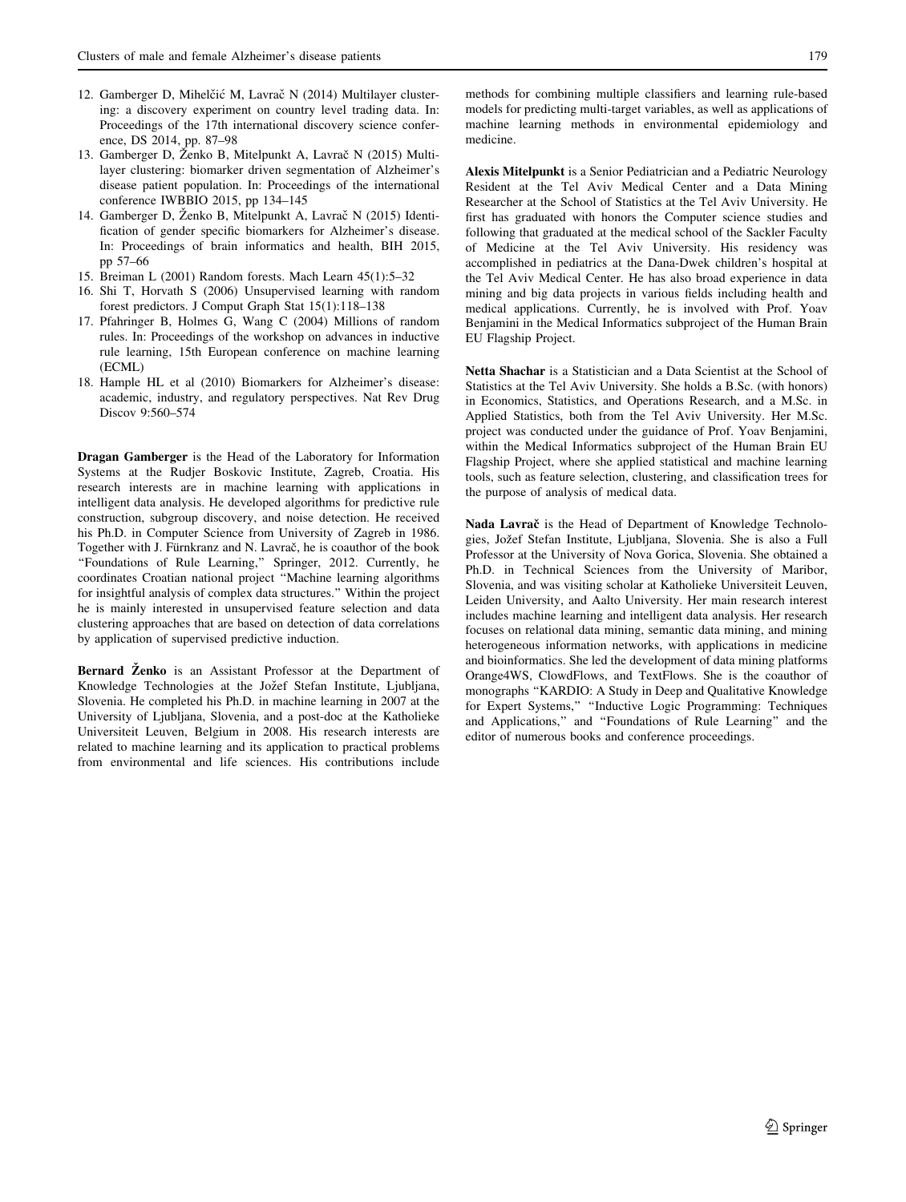12. Gamberger D, Mihelčić M, Lavrač N (2014) Multilayer clustering: a discovery experiment on country level trading data. In: Proceedings of the 17th international discovery science conference, DS 2014, pp. 87–98
13. Gamberger D, Ženko B, Mitelpunkt A, Lavrač N (2015) Multilayer clustering: biomarker driven segmentation of Alzheimer's disease patient population. In: Proceedings of the international conference IWBBIO 2015, pp 134–145
14. Gamberger D, Ženko B, Mitelpunkt A, Lavrač N (2015) Identification of gender specific biomarkers for Alzheimer's disease. In: Proceedings of brain informatics and health, BIH 2015, pp 57–66
15. Breiman L (2001) Random forests. Mach Learn 45(1):5–32
16. Shi T, Horvath S (2006) Unsupervised learning with random forest predictors. J Comput Graph Stat 15(1):118–138
17. Pfahringer B, Holmes G, Wang C (2004) Millions of random rules. In: Proceedings of the workshop on advances in inductive rule learning, 15th European conference on machine learning (ECML)
18. Hample HL et al (2010) Biomarkers for Alzheimer's disease: academic, industry, and regulatory perspectives. Nat Rev Drug Discov 9:560–574

**Dragan Gamberger** is the Head of the Laboratory for Information Systems at the Rudjer Boskovic Institute, Zagreb, Croatia. His research interests are in machine learning with applications in intelligent data analysis. He developed algorithms for predictive rule construction, subgroup discovery, and noise detection. He received his Ph.D. in Computer Science from University of Zagreb in 1986. Together with J. Fürnkranz and N. Lavrač, he is coauthor of the book "Foundations of Rule Learning," Springer, 2012. Currently, he coordinates Croatian national project "Machine learning algorithms for insightful analysis of complex data structures." Within the project he is mainly interested in unsupervised feature selection and data clustering approaches that are based on detection of data correlations by application of supervised predictive induction.

**Bernard Ženko** is an Assistant Professor at the Department of Knowledge Technologies at the Jožef Stefan Institute, Ljubljana, Slovenia. He completed his Ph.D. in machine learning in 2007 at the University of Ljubljana, Slovenia, and a post-doc at the Katholieke Universiteit Leuven, Belgium in 2008. His research interests are related to machine learning and its application to practical problems from environmental and life sciences. His contributions include methods for combining multiple classifiers and learning rule-based models for predicting multi-target variables, as well as applications of machine learning methods in environmental epidemiology and medicine.

**Alexis Mitelpunkt** is a Senior Pediatrician and a Pediatric Neurology Resident at the Tel Aviv Medical Center and a Data Mining Researcher at the School of Statistics at the Tel Aviv University. He first has graduated with honors the Computer science studies and following that graduated at the medical school of the Sackler Faculty of Medicine at the Tel Aviv University. His residency was accomplished in pediatrics at the Dana-Dwek children's hospital at the Tel Aviv Medical Center. He has also broad experience in data mining and big data projects in various fields including health and medical applications. Currently, he is involved with Prof. Yoav Benjamini in the Medical Informatics subproject of the Human Brain EU Flagship Project.

**Netta Shachar** is a Statistician and a Data Scientist at the School of Statistics at the Tel Aviv University. She holds a B.Sc. (with honors) in Economics, Statistics, and Operations Research, and a M.Sc. in Applied Statistics, both from the Tel Aviv University. Her M.Sc. project was conducted under the guidance of Prof. Yoav Benjamini, within the Medical Informatics subproject of the Human Brain EU Flagship Project, where she applied statistical and machine learning tools, such as feature selection, clustering, and classification trees for the purpose of analysis of medical data.

**Nada Lavrač** is the Head of Department of Knowledge Technologies, Jožef Stefan Institute, Ljubljana, Slovenia. She is also a Full Professor at the University of Nova Gorica, Slovenia. She obtained a Ph.D. in Technical Sciences from the University of Maribor, Slovenia, and was visiting scholar at Katholieke Universiteit Leuven, Leiden University, and Aalto University. Her main research interest includes machine learning and intelligent data analysis. Her research focuses on relational data mining, semantic data mining, and mining heterogeneous information networks, with applications in medicine and bioinformatics. She led the development of data mining platforms Orange4WS, ClowdFlows, and TextFlows. She is the coauthor of monographs "KARDIO: A Study in Deep and Qualitative Knowledge for Expert Systems," "Inductive Logic Programming: Techniques and Applications," and "Foundations of Rule Learning" and the editor of numerous books and conference proceedings.